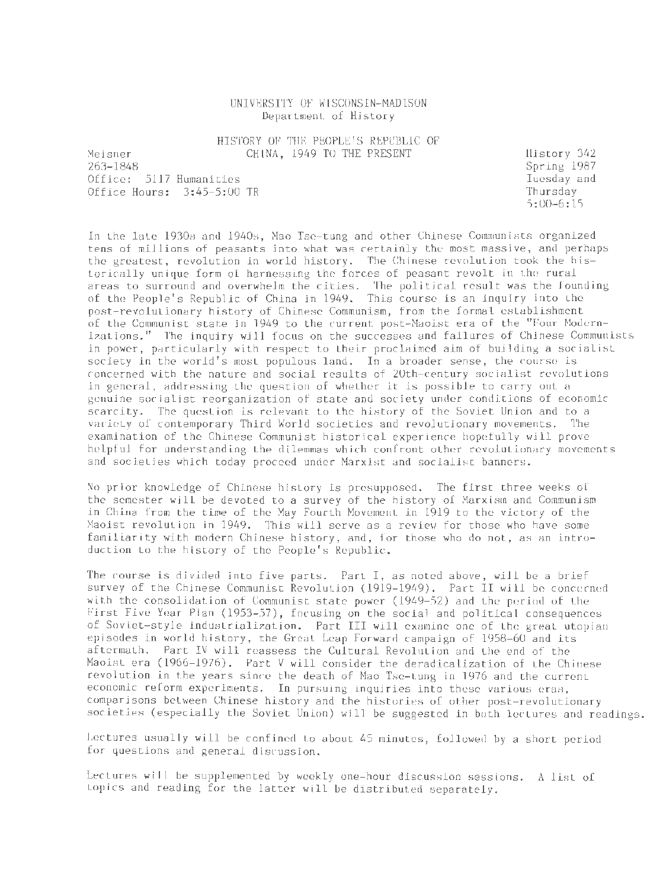UNIVERSITY OF WISCONSIN-MADISON
Department of History

HISTORY OF THE PEOPLE'S REPUBLIC OF CHINA, 1949 TO THE PRESENT

Meisner
263-1848
Office: 5117 Humanities
Office Hours: 3:45-5:00 TR

History 342
Spring 1987
Tuesday and Thursday
5:00-6:15

In the late 1930s and 1940s, Mao Tse-tung and other Chinese Communists organized tens of millions of peasants into what was certainly the most massive, and perhaps the greatest, revolution in world history. The Chinese revolution took the historically unique form of harnessing the forces of peasant revolt in the rural areas to surround and overwhelm the cities. The political result was the founding of the People's Republic of China in 1949. This course is an inquiry into the post-revolutionary history of Chinese Communism, from the formal establishment of the Communist state in 1949 to the current post-Maoist era of the "Four Modernizations." The inquiry will focus on the successes and failures of Chinese Communists in power, particularly with respect to their proclaimed aim of building a socialist society in the world's most populous land. In a broader sense, the course is concerned with the nature and social results of 20th-century socialist revolutions in general, addressing the question of whether it is possible to carry out a genuine socialist reorganization of state and society under conditions of economic scarcity. The question is relevant to the history of the Soviet Union and to a variety of contemporary Third World societies and revolutionary movements. The examination of the Chinese Communist historical experience hopefully will prove helpful for understanding the dilemmas which confront other revolutionary movements and societies which today proceed under Marxist and socialist banners.

No prior knowledge of Chinese history is presupposed. The first three weeks of the semester will be devoted to a survey of the history of Marxism and Communism in China from the time of the May Fourth Movement in 1919 to the victory of the Maoist revolution in 1949. This will serve as a review for those who have some familiarity with modern Chinese history, and, for those who do not, as an introduction to the history of the People's Republic.

The course is divided into five parts. Part I, as noted above, will be a brief survey of the Chinese Communist Revolution (1919-1949). Part II will be concerned with the consolidation of Communist state power (1949-52) and the period of the First Five Year Plan (1953-57), focusing on the social and political consequences of Soviet-style industrialization. Part III will examine one of the great utopian episodes in world history, the Great Leap Forward campaign of 1958-60 and its aftermath. Part IV will reassess the Cultural Revolution and the end of the Maoist era (1966-1976). Part V will consider the deradicalization of the Chinese revolution in the years since the death of Mao Tse-tung in 1976 and the current economic reform experiments. In pursuing inquiries into these various eras, comparisons between Chinese history and the histories of other post-revolutionary societies (especially the Soviet Union) will be suggested in both lectures and readings.

Lectures usually will be confined to about 45 minutes, followed by a short period for questions and general discussion.

Lectures will be supplemented by weekly one-hour discussion sessions. A list of topics and reading for the latter will be distributed separately.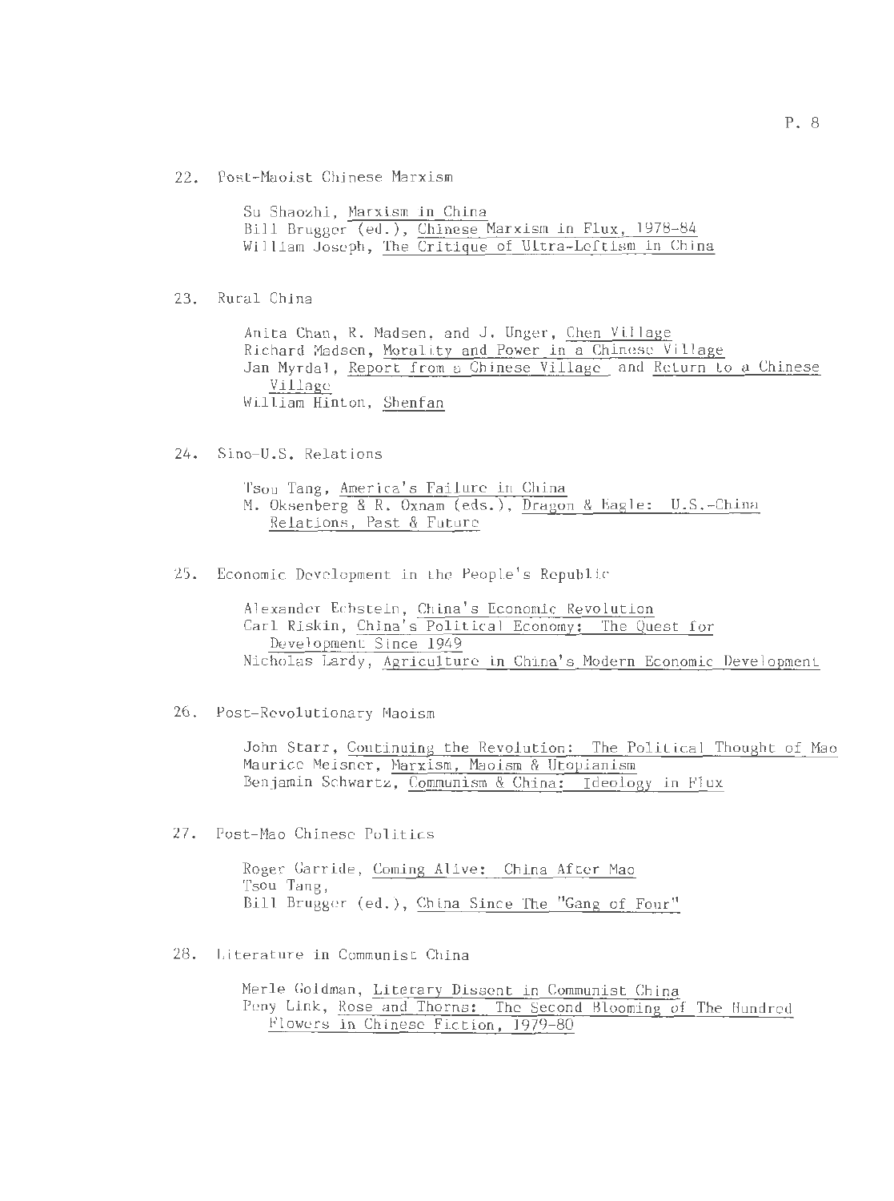22. Post-Maoist Chinese Marxism

    Su Shaozhi, Marxism in China
    Bill Brugger (ed.), Chinese Marxism in Flux, 1978-84
    William Joseph, The Critique of Ultra-Leftism in China

23. Rural China

    Anita Chan, R. Madsen, and J. Unger, Chen Village
    Richard Madsen, Morality and Power in a Chinese Village
    Jan Myrdal, Report from a Chinese Village and Return to a Chinese Village
    William Hinton, Shenfan

24. Sino-U.S. Relations

    Tsou Tang, America's Failure in China
    M. Oksenberg & R. Oxnam (eds.), Dragon & Eagle: U.S.-China Relations, Past & Future

25. Economic Development in the People's Republic

    Alexander Echstein, China's Economic Revolution
    Carl Riskin, China's Political Economy: The Quest for Development Since 1949
    Nicholas Lardy, Agriculture in China's Modern Economic Development

26. Post-Revolutionary Maoism

    John Starr, Continuing the Revolution: The Political Thought of Mao
    Maurice Meisner, Marxism, Maoism & Utopianism
    Benjamin Schwartz, Communism & China: Ideology in Flux

27. Post-Mao Chinese Politics

    Roger Garride, Coming Alive: China After Mao
    Tsou Tang,
    Bill Brugger (ed.), China Since The "Gang of Four"

28. Literature in Communist China

    Merle Goldman, Literary Dissent in Communist China
    Peny Link, Rose and Thorns: The Second Blooming of The Hundred Flowers in Chinese Fiction, 1979-80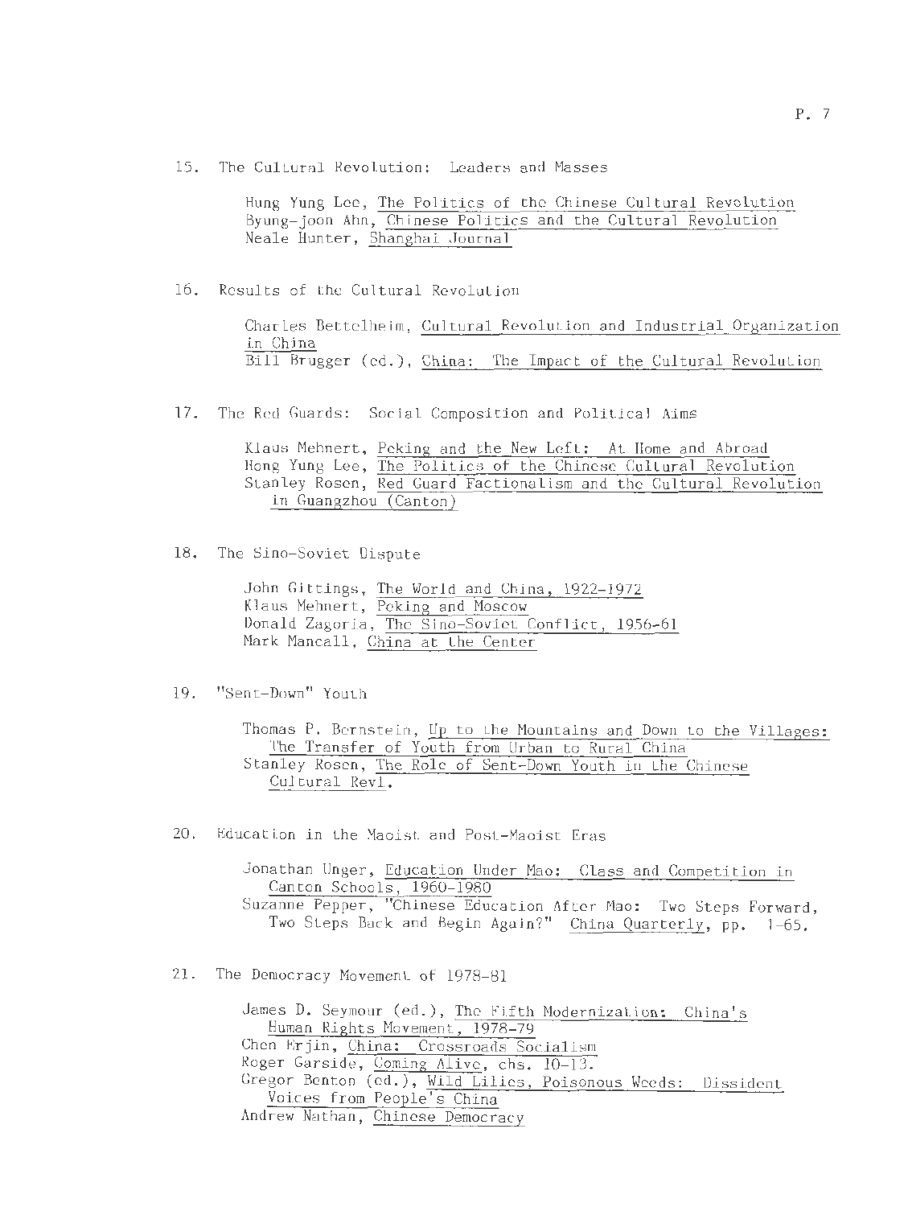15. The Cultural Revolution: Leaders and Masses

    Hung Yung Lee, The Politics of the Chinese Cultural Revolution
    Byung-joon Ahn, Chinese Politics and the Cultural Revolution
    Neale Hunter, Shanghai Journal

16. Results of the Cultural Revolution

    Charles Bettelheim, Cultural Revolution and Industrial Organization in China
    Bill Brugger (ed.), China: The Impact of the Cultural Revolution

17. The Red Guards: Social Composition and Political Aims

    Klaus Mehnert, Peking and the New Left: At Home and Abroad
    Hong Yung Lee, The Politics of the Chinese Cultural Revolution
    Stanley Rosen, Red Guard Factionalism and the Cultural Revolution in Guangzhou (Canton)

18. The Sino-Soviet Dispute

    John Gittings, The World and China, 1922-1972
    Klaus Mehnert, Peking and Moscow
    Donald Zagoria, The Sino-Soviet Conflict, 1956-61
    Mark Mancall, China at the Center

19. "Sent-Down" Youth

    Thomas P. Bernstein, Up to the Mountains and Down to the Villages: The Transfer of Youth from Urban to Rural China
    Stanley Rosen, The Role of Sent-Down Youth in the Chinese Cultural Revl.

20. Education in the Maoist and Post-Maoist Eras

    Jonathan Unger, Education Under Mao: Class and Competition in Canton Schools, 1960-1980
    Suzanne Pepper, "Chinese Education After Mao: Two Steps Forward, Two Steps Back and Begin Again?" China Quarterly, pp. 1-65.

21. The Democracy Movement of 1978-81

    James D. Seymour (ed.), The Fifth Modernization: China's Human Rights Movement, 1978-79
    Chen Erjin, China: Crossroads Socialism
    Roger Garside, Coming Alive, chs. 10-13.
    Gregor Benton (ed.), Wild Lilies, Poisonous Weeds: Dissident Voices from People's China
    Andrew Nathan, Chinese Democracy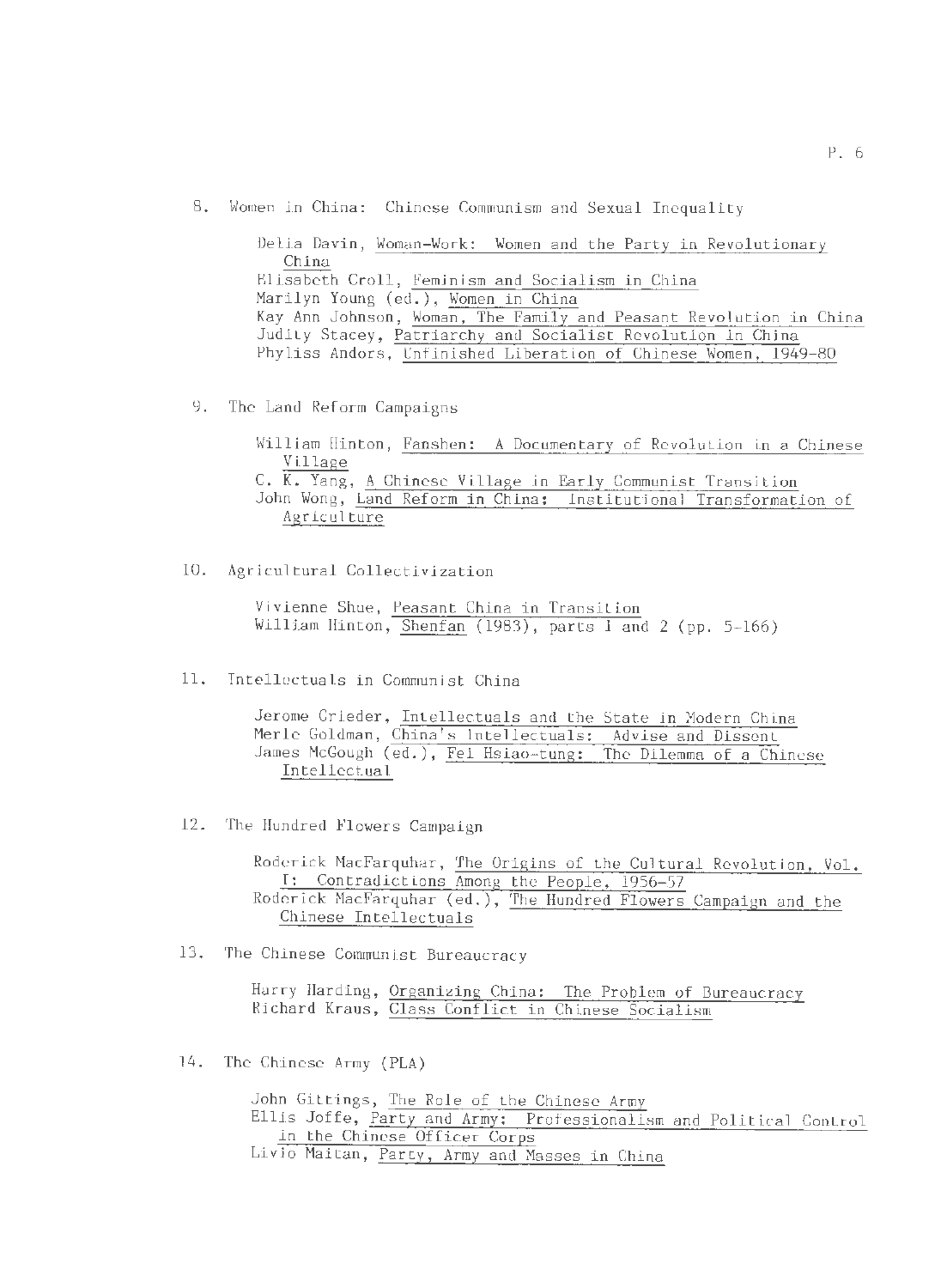8. Women in China: Chinese Communism and Sexual Inequality

    Delia Davin, Woman-Work: Women and the Party in Revolutionary China
    Elisabeth Croll, Feminism and Socialism in China
    Marilyn Young (ed.), Women in China
    Kay Ann Johnson, Woman, The Family and Peasant Revolution in China
    Judity Stacey, Patriarchy and Socialist Revolution in China
    Phyliss Andors, Unfinished Liberation of Chinese Women, 1949-80

9. The Land Reform Campaigns

    William Hinton, Fanshen: A Documentary of Revolution in a Chinese Village
    C. K. Yang, A Chinese Village in Early Communist Transition
    John Wong, Land Reform in China: Institutional Transformation of Agriculture

10. Agricultural Collectivization

    Vivienne Shue, Peasant China in Transition
    William Hinton, Shenfan (1983), parts 1 and 2 (pp. 5-166)

11. Intellectuals in Communist China

    Jerome Grieder, Intellectuals and the State in Modern China
    Merle Goldman, China's Intellectuals: Advise and Dissent
    James McGough (ed.), Fei Hsiao-tung: The Dilemma of a Chinese Intellectual

12. The Hundred Flowers Campaign

    Roderick MacFarquhar, The Origins of the Cultural Revolution, Vol. I: Contradictions Among the People, 1956-57
    Roderick MacFarquhar (ed.), The Hundred Flowers Campaign and the Chinese Intellectuals

13. The Chinese Communist Bureaucracy

    Harry Harding, Organizing China: The Problem of Bureaucracy
    Richard Kraus, Class Conflict in Chinese Socialism

14. The Chinese Army (PLA)

    John Gittings, The Role of the Chinese Army
    Ellis Joffe, Party and Army: Professionalism and Political Control in the Chinese Officer Corps
    Livio Maitan, Party, Army and Masses in China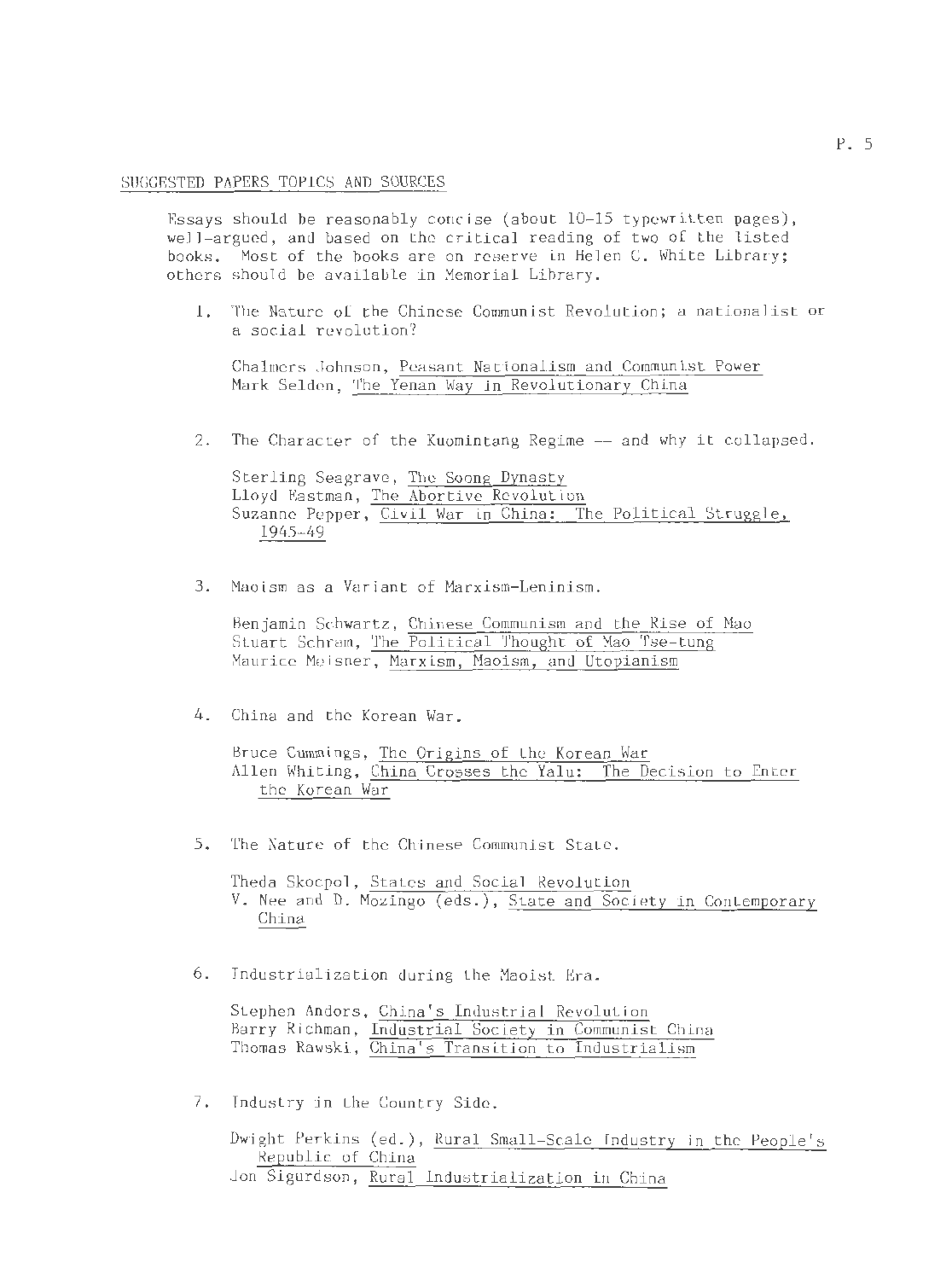## SUGGESTED PAPERS TOPICS AND SOURCES

Essays should be reasonably concise (about 10-15 typewritten pages), well-argued, and based on the critical reading of two of the listed books. Most of the books are on reserve in Helen C. White Library; others should be available in Memorial Library.

1. The Nature of the Chinese Communist Revolution; a nationalist or a social revolution?

   Chalmers Johnson, Peasant Nationalism and Communist Power
   Mark Selden, The Yenan Way in Revolutionary China

2. The Character of the Kuomintang Regime -- and why it collapsed.

   Sterling Seagrave, The Soong Dynasty
   Lloyd Eastman, The Abortive Revolution
   Suzanne Pepper, Civil War in China: The Political Struggle, 1945-49

3. Maoism as a Variant of Marxism-Leninism.

   Benjamin Schwartz, Chinese Communism and the Rise of Mao
   Stuart Schram, The Political Thought of Mao Tse-tung
   Maurice Meisner, Marxism, Maoism, and Utopianism

4. China and the Korean War.

   Bruce Cummings, The Origins of the Korean War
   Allen Whiting, China Crosses the Yalu: The Decision to Enter the Korean War

5. The Nature of the Chinese Communist State.

   Theda Skocpol, States and Social Revolution
   V. Nee and D. Mozingo (eds.), State and Society in Contemporary China

6. Industrialization during the Maoist Era.

   Stephen Andors, China's Industrial Revolution
   Barry Richman, Industrial Society in Communist China
   Thomas Rawski, China's Transition to Industrialism

7. Industry in the Country Side.

   Dwight Perkins (ed.), Rural Small-Scale Industry in the People's Republic of China
   Jon Sigurdson, Rural Industrialization in China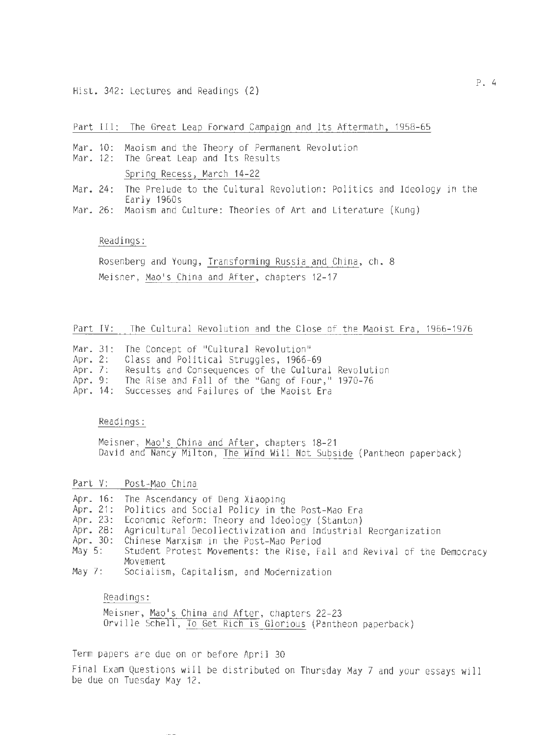Hist. 342: Lectures and Readings (2)

## Part III: The Great Leap Forward Campaign and Its Aftermath, 1958-65

- Mar. 10: Maoism and the Theory of Permanent Revolution
- Mar. 12: The Great Leap and Its Results

  Spring Recess, March 14-22

- Mar. 24: The Prelude to the Cultural Revolution: Politics and Ideology in the Early 1960s
- Mar. 26: Maoism and Culture: Theories of Art and Literature (Kung)

Readings:

Rosenberg and Young, Transforming Russia and China, ch. 8

Meisner, Mao's China and After, chapters 12-17

## Part IV: The Cultural Revolution and the Close of the Maoist Era, 1966-1976

- Mar. 31: The Concept of "Cultural Revolution"
- Apr. 2: Class and Political Struggles, 1966-69
- Apr. 7: Results and Consequences of the Cultural Revolution
- Apr. 9: The Rise and Fall of the "Gang of Four," 1970-76
- Apr. 14: Successes and Failures of the Maoist Era

Readings:

Meisner, Mao's China and After, chapters 18-21

David and Nancy Milton, The Wind Will Not Subside (Pantheon paperback)

## Part V: Post-Mao China

- Apr. 16: The Ascendancy of Deng Xiaoping
- Apr. 21: Politics and Social Policy in the Post-Mao Era
- Apr. 23: Economic Reform: Theory and Ideology (Stanton)
- Apr. 28: Agricultural Decollectivization and Industrial Reorganization
- Apr. 30: Chinese Marxism in the Post-Mao Period
- May 5: Student Protest Movements: the Rise, Fall and Revival of the Democracy Movement
- May 7: Socialism, Capitalism, and Modernization

Readings:

Meisner, Mao's China and After, chapters 22-23

Orville Schell, To Get Rich is Glorious (Pantheon paperback)

Term papers are due on or before April 30

Final Exam Questions will be distributed on Thursday May 7 and your essays will be due on Tuesday May 12.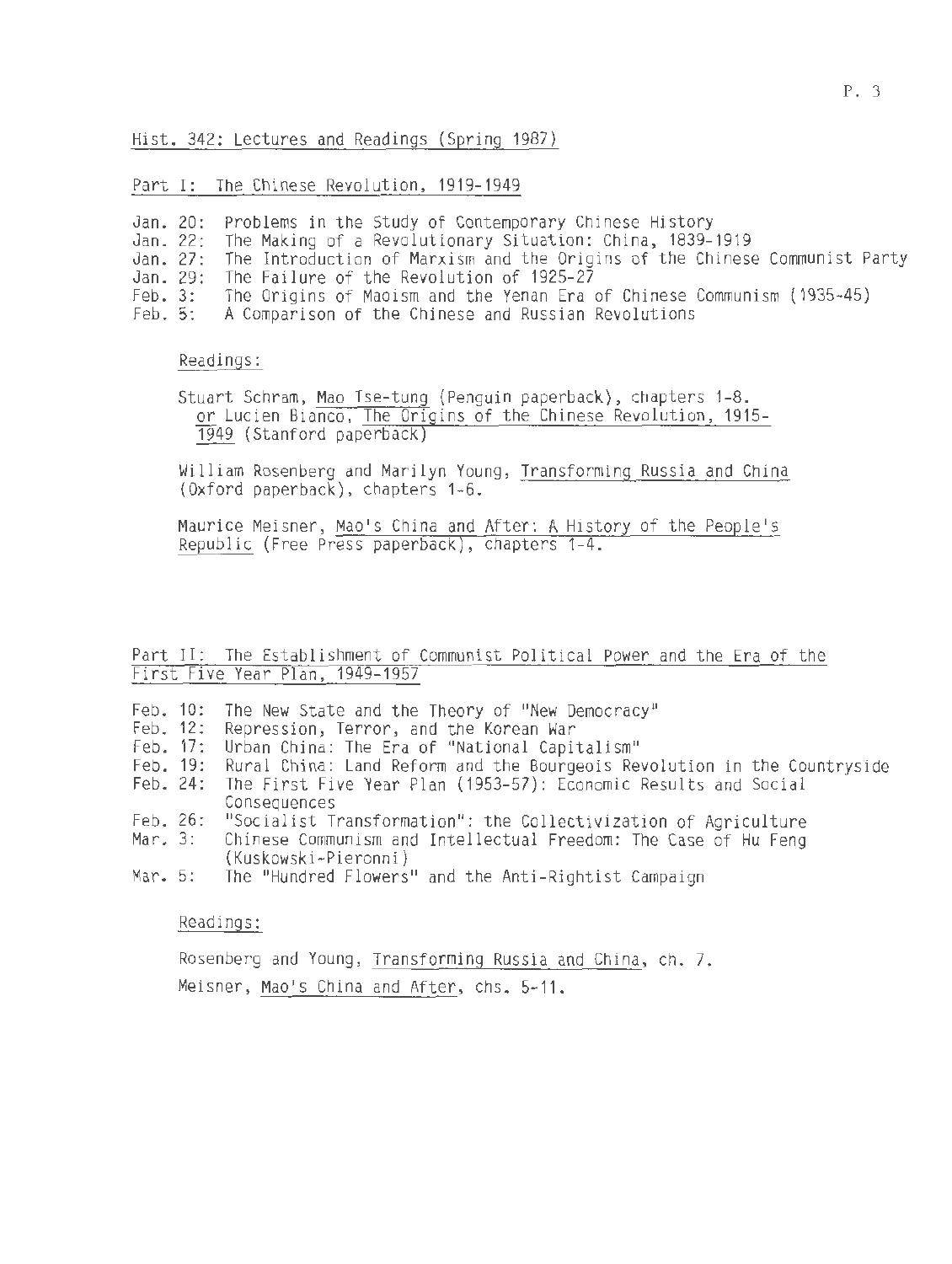Hist. 342: Lectures and Readings (Spring 1987)

## Part I: The Chinese Revolution, 1919-1949

- Jan. 20: Problems in the Study of Contemporary Chinese History
- Jan. 22: The Making of a Revolutionary Situation: China, 1839-1919
- Jan. 27: The Introduction of Marxism and the Origins of the Chinese Communist Party
- Jan. 29: The Failure of the Revolution of 1925-27
- Feb. 3: The Origins of Maoism and the Yenan Era of Chinese Communism (1935-45)
- Feb. 5: A Comparison of the Chinese and Russian Revolutions

Readings:

Stuart Schram, Mao Tse-tung (Penguin paperback), chapters 1-8.
or Lucien Bianco, The Origins of the Chinese Revolution, 1915-1949 (Stanford paperback)

William Rosenberg and Marilyn Young, Transforming Russia and China (Oxford paperback), chapters 1-6.

Maurice Meisner, Mao's China and After: A History of the People's Republic (Free Press paperback), chapters 1-4.

## Part II: The Establishment of Communist Political Power and the Era of the First Five Year Plan, 1949-1957

- Feb. 10: The New State and the Theory of "New Democracy"
- Feb. 12: Repression, Terror, and the Korean War
- Feb. 17: Urban China: The Era of "National Capitalism"
- Feb. 19: Rural China: Land Reform and the Bourgeois Revolution in the Countryside
- Feb. 24: The First Five Year Plan (1953-57): Economic Results and Social Consequences
- Feb. 26: "Socialist Transformation": the Collectivization of Agriculture
- Mar. 3: Chinese Communism and Intellectual Freedom: The Case of Hu Feng (Kuskowski-Pieronni)
- Mar. 5: The "Hundred Flowers" and the Anti-Rightist Campaign

Readings:

Rosenberg and Young, Transforming Russia and China, ch. 7.

Meisner, Mao's China and After, chs. 5-11.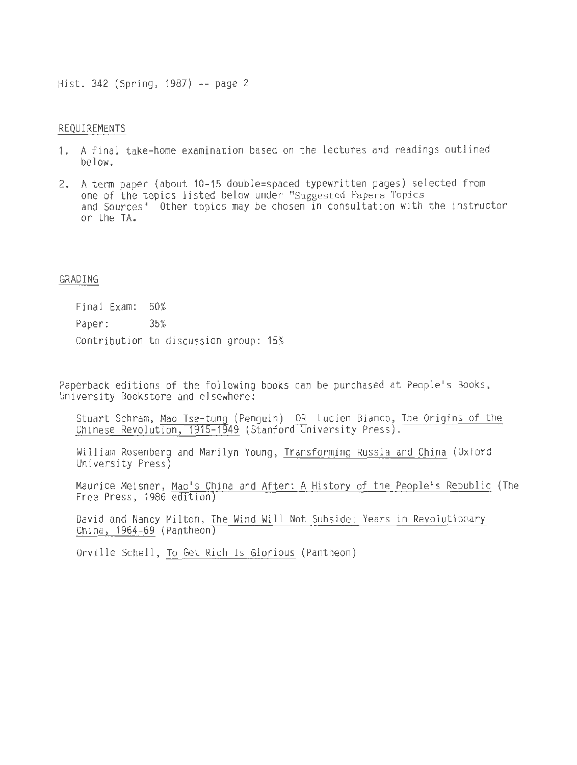## REQUIREMENTS

1. A final take-home examination based on the lectures and readings outlined below.
2. A term paper (about 10-15 double=spaced typewritten pages) selected from one of the topics listed below under "Suggested Papers Topics and Sources" Other topics may be chosen in consultation with the instructor or the TA.

## GRADING

Final Exam: 50%

Paper: 35%

Contribution to discussion group: 15%

Paperback editions of the following books can be purchased at People's Books, University Bookstore and elsewhere:

Stuart Schram, Mao Tse-tung (Penguin) OR Lucien Bianco, The Origins of the Chinese Revolution, 1915-1949 (Stanford University Press).

William Rosenberg and Marilyn Young, Transforming Russia and China (Oxford University Press)

Maurice Meisner, Mao's China and After: A History of the People's Republic (The Free Press, 1986 edition)

David and Nancy Milton, The Wind Will Not Subside: Years in Revolutionary China, 1964-69 (Pantheon)

Orville Schell, To Get Rich Is Glorious (Pantheon)